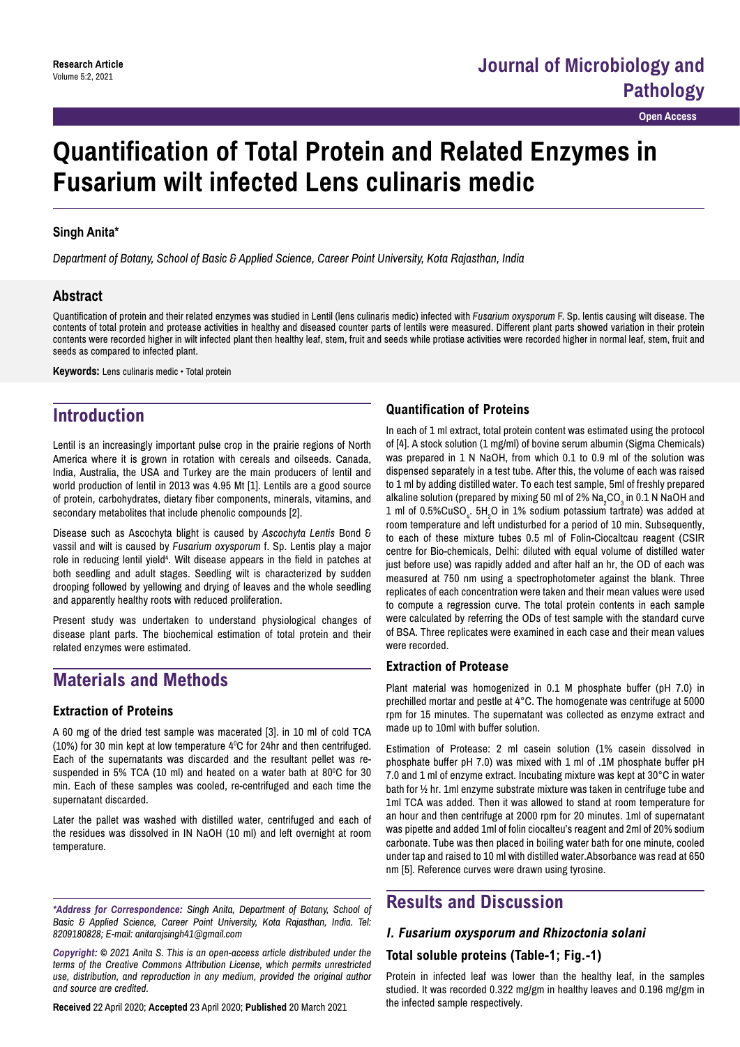Research Article

# Quantification of Total Protein and Related Enzymes in Fusarium wilt infected Lens culinaris medic

**Singh Anita***

*Department of Botany, School of Basic & Applied Science, Career Point University, Kota Rajasthan, India*

## Abstract

Quantification of protein and their related enzymes was studied in Lentil (lens culinaris medic) infected with *Fusarium oxysporum* F. Sp. lentis causing wilt disease. The contents of total protein and protease activities in healthy and diseased counter parts of lentils were measured. Different plant parts showed variation in their protein contents were recorded higher in wilt infected plant then healthy leaf, stem, fruit and seeds while protiase activities were recorded higher in normal leaf, stem, fruit and seeds as compared to infected plant.

**Keywords:** Lens culinaris medic • Total protein

## Introduction

Lentil is an increasingly important pulse crop in the prairie regions of North America where it is grown in rotation with cereals and oilseeds. Canada, India, Australia, the USA and Turkey are the main producers of lentil and world production of lentil in 2013 was 4.95 Mt [1]. Lentils are a good source of protein, carbohydrates, dietary fiber components, minerals, vitamins, and secondary metabolites that include phenolic compounds [2].

Disease such as Ascochyta blight is caused by *Ascochyta Lentis* Bond & vassil and wilt is caused by *Fusarium oxysporum* f. Sp. Lentis play a major role in reducing lentil yield[4]. Wilt disease appears in the field in patches at both seedling and adult stages. Seedling wilt is characterized by sudden drooping followed by yellowing and drying of leaves and the whole seedling and apparently healthy roots with reduced proliferation.

Present study was undertaken to understand physiological changes of disease plant parts. The biochemical estimation of total protein and their related enzymes were estimated.

## Materials and Methods

### Extraction of Proteins

A 60 mg of the dried test sample was macerated [3]. in 10 ml of cold TCA (10%) for 30 min kept at low temperature 4$^0$C for 24hr and then centrifuged. Each of the supernatants was discarded and the resultant pellet was re-suspended in 5% TCA (10 ml) and heated on a water bath at 80$^0$C for 30 min. Each of these samples was cooled, re-centrifuged and each time the supernatant discarded.

Later the pallet was washed with distilled water, centrifuged and each of the residues was dissolved in IN NaOH (10 ml) and left overnight at room temperature.

### Quantification of Proteins

In each of 1 ml extract, total protein content was estimated using the protocol of [4]. A stock solution (1 mg/ml) of bovine serum albumin (Sigma Chemicals) was prepared in 1 N NaOH, from which 0.1 to 0.9 ml of the solution was dispensed separately in a test tube. After this, the volume of each was raised to 1 ml by adding distilled water. To each test sample, 5ml of freshly prepared alkaline solution (prepared by mixing 50 ml of 2% $Na_2CO_3$ in 0.1 N NaOH and 1 ml of 0.5%$CuSO_4$. $5H_2O$ in 1% sodium potassium tartrate) was added at room temperature and left undisturbed for a period of 10 min. Subsequently, to each of these mixture tubes 0.5 ml of Folin-Ciocaltcau reagent (CSIR centre for Bio-chemicals, Delhi: diluted with equal volume of distilled water just before use) was rapidly added and after half an hr, the OD of each was measured at 750 nm using a spectrophotometer against the blank. Three replicates of each concentration were taken and their mean values were used to compute a regression curve. The total protein contents in each sample were calculated by referring the ODs of test sample with the standard curve of BSA. Three replicates were examined in each case and their mean values were recorded.

### Extraction of Protease

Plant material was homogenized in 0.1 M phosphate buffer (pH 7.0) in prechilled mortar and pestle at 4°C. The homogenate was centrifuge at 5000 rpm for 15 minutes. The supernatant was collected as enzyme extract and made up to 10ml with buffer solution.

Estimation of Protease: 2 ml casein solution (1% casein dissolved in phosphate buffer pH 7.0) was mixed with 1 ml of .1M phosphate buffer pH 7.0 and 1 ml of enzyme extract. Incubating mixture was kept at 30°C in water bath for ½ hr. 1ml enzyme substrate mixture was taken in centrifuge tube and 1ml TCA was added. Then it was allowed to stand at room temperature for an hour and then centrifuge at 2000 rpm for 20 minutes. 1ml of supernatant was pipette and added 1ml of folin ciocalteu's reagent and 2ml of 20% sodium carbonate. Tube was then placed in boiling water bath for one minute, cooled under tap and raised to 10 ml with distilled water.Absorbance was read at 650 nm [5]. Reference curves were drawn using tyrosine.

## Results and Discussion

### *I. Fusarium oxysporum and Rhizoctonia solani*

### Total soluble proteins (Table-1; Fig.-1)

Protein in infected leaf was lower than the healthy leaf, in the samples studied. It was recorded 0.322 mg/gm in healthy leaves and 0.196 mg/gm in the infected sample respectively.

*\*Address for Correspondence: Singh Anita, Department of Botany, School of Basic & Applied Science, Career Point University, Kota Rajasthan, India. Tel: 8209180828; E-mail: anitarajsingh41@gmail.com*

*Copyright: © 2021 Anita S. This is an open-access article distributed under the terms of the Creative Commons Attribution License, which permits unrestricted use, distribution, and reproduction in any medium, provided the original author and source are credited.*

**Received** 22 April 2020; **Accepted** 23 April 2020; **Published** 20 March 2021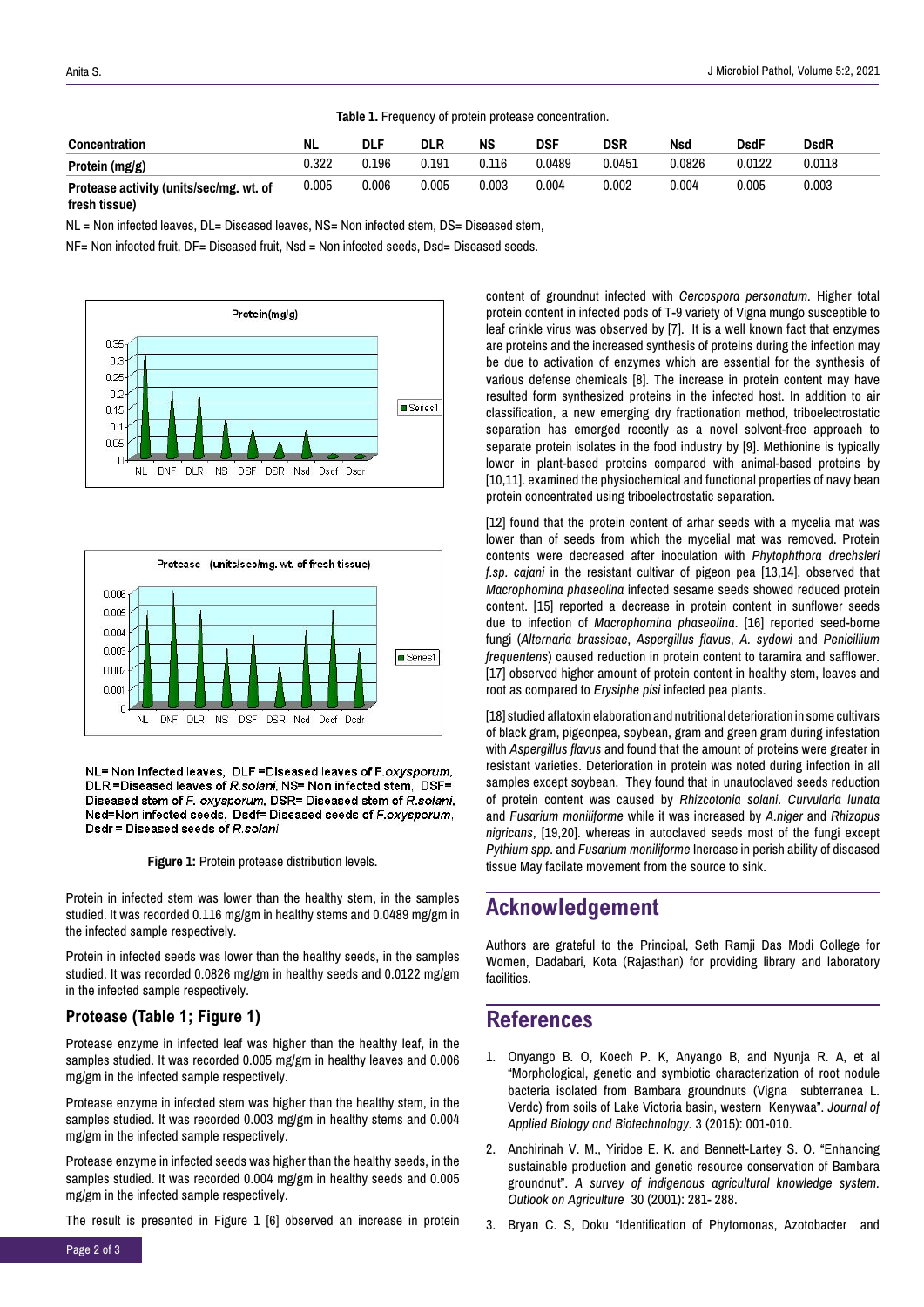**Table 1.** Frequency of protein protease concentration.

| Concentration | NL | DLF | DLR | NS | DSF | DSR | Nsd | DsdF | DsdR |
|---|---|---|---|---|---|---|---|---|---|
| Protein (mg/g) | 0.322 | 0.196 | 0.191 | 0.116 | 0.0489 | 0.0451 | 0.0826 | 0.0122 | 0.0118 |
| Protease activity (units/sec/mg. wt. of fresh tissue) | 0.005 | 0.006 | 0.005 | 0.003 | 0.004 | 0.002 | 0.004 | 0.005 | 0.003 |

NL = Non infected leaves, DL= Diseased leaves, NS= Non infected stem, DS= Diseased stem,

NF= Non infected fruit, DF= Diseased fruit, Nsd = Non infected seeds, Dsd= Diseased seeds.

NL= Non infected leaves, DLF =Diseased leaves of *F.oxysporum*, DLR =Diseased leaves of *R.solani*, NS= Non infected stem, DSF= Diseased stem of *F. oxysporum*, DSR= Diseased stem of *R.solani*, Nsd=Non infected seeds, Dsdf= Diseased seeds of *F.oxysporum*, Dsdr = Diseased seeds of *R.solani*

**Figure 1:** Protein protease distribution levels.

Protein in infected stem was lower than the healthy stem, in the samples studied. It was recorded 0.116 mg/gm in healthy stems and 0.0489 mg/gm in the infected sample respectively.

Protein in infected seeds was lower than the healthy seeds, in the samples studied. It was recorded 0.0826 mg/gm in healthy seeds and 0.0122 mg/gm in the infected sample respectively.

### Protease (Table 1; Figure 1)

Protease enzyme in infected leaf was higher than the healthy leaf, in the samples studied. It was recorded 0.005 mg/gm in healthy leaves and 0.006 mg/gm in the infected sample respectively.

Protease enzyme in infected stem was higher than the healthy stem, in the samples studied. It was recorded 0.003 mg/gm in healthy stems and 0.004 mg/gm in the infected sample respectively.

Protease enzyme in infected seeds was higher than the healthy seeds, in the samples studied. It was recorded 0.004 mg/gm in healthy seeds and 0.005 mg/gm in the infected sample respectively.

The result is presented in Figure 1 [6] observed an increase in protein content of groundnut infected with *Cercospora personatum*. Higher total protein content in infected pods of T-9 variety of Vigna mungo susceptible to leaf crinkle virus was observed by [7]. It is a well known fact that enzymes are proteins and the increased synthesis of proteins during the infection may be due to activation of enzymes which are essential for the synthesis of various defense chemicals [8]. The increase in protein content may have resulted form synthesized proteins in the infected host. In addition to air classification, a new emerging dry fractionation method, triboelectrostatic separation has emerged recently as a novel solvent-free approach to separate protein isolates in the food industry by [9]. Methionine is typically lower in plant-based proteins compared with animal-based proteins by [10,11]. examined the physiochemical and functional properties of navy bean protein concentrated using triboelectrostatic separation.

[12] found that the protein content of arhar seeds with a mycelia mat was lower than of seeds from which the mycelial mat was removed. Protein contents were decreased after inoculation with *Phytophthora drechsleri f.sp. cajani* in the resistant cultivar of pigeon pea [13,14]. observed that *Macrophomina phaseolina* infected sesame seeds showed reduced protein content. [15] reported a decrease in protein content in sunflower seeds due to infection of *Macrophomina phaseolina*. [16] reported seed-borne fungi (*Alternaria brassicae*, *Aspergillus flavus*, *A. sydowi* and *Penicillium frequentens*) caused reduction in protein content to taramira and safflower. [17] observed higher amount of protein content in healthy stem, leaves and root as compared to *Erysiphe pisi* infected pea plants.

[18] studied aflatoxin elaboration and nutritional deterioration in some cultivars of black gram, pigeonpea, soybean, gram and green gram during infestation with *Aspergillus flavus* and found that the amount of proteins were greater in resistant varieties. Deterioration in protein was noted during infection in all samples except soybean. They found that in unautoclaved seeds reduction of protein content was caused by *Rhizcotonia solani*. *Curvularia lunata* and *Fusarium moniliforme* while it was increased by *A.niger* and *Rhizopus nigricans*, [19,20]. whereas in autoclaved seeds most of the fungi except *Pythium spp*. and *Fusarium moniliforme* Increase in perish ability of diseased tissue May facilate movement from the source to sink.

## Acknowledgement

Authors are grateful to the Principal, Seth Ramji Das Modi College for Women, Dadabari, Kota (Rajasthan) for providing library and laboratory facilities.

## References

1. Onyango B. O, Koech P. K, Anyango B, and Nyunja R. A, et al "Morphological, genetic and symbiotic characterization of root nodule bacteria isolated from Bambara groundnuts (Vigna subterranea L. Verdc) from soils of Lake Victoria basin, western Kenywaa". *Journal of Applied Biology and Biotechnology*. 3 (2015): 001-010.
2. Anchirinah V. M., Yiridoe E. K. and Bennett-Lartey S. O. "Enhancing sustainable production and genetic resource conservation of Bambara groundnut". *A survey of indigenous agricultural knowledge system. Outlook on Agriculture* 30 (2001): 281- 288.
3. Bryan C. S, Doku "Identification of Phytomonas, Azotobacter and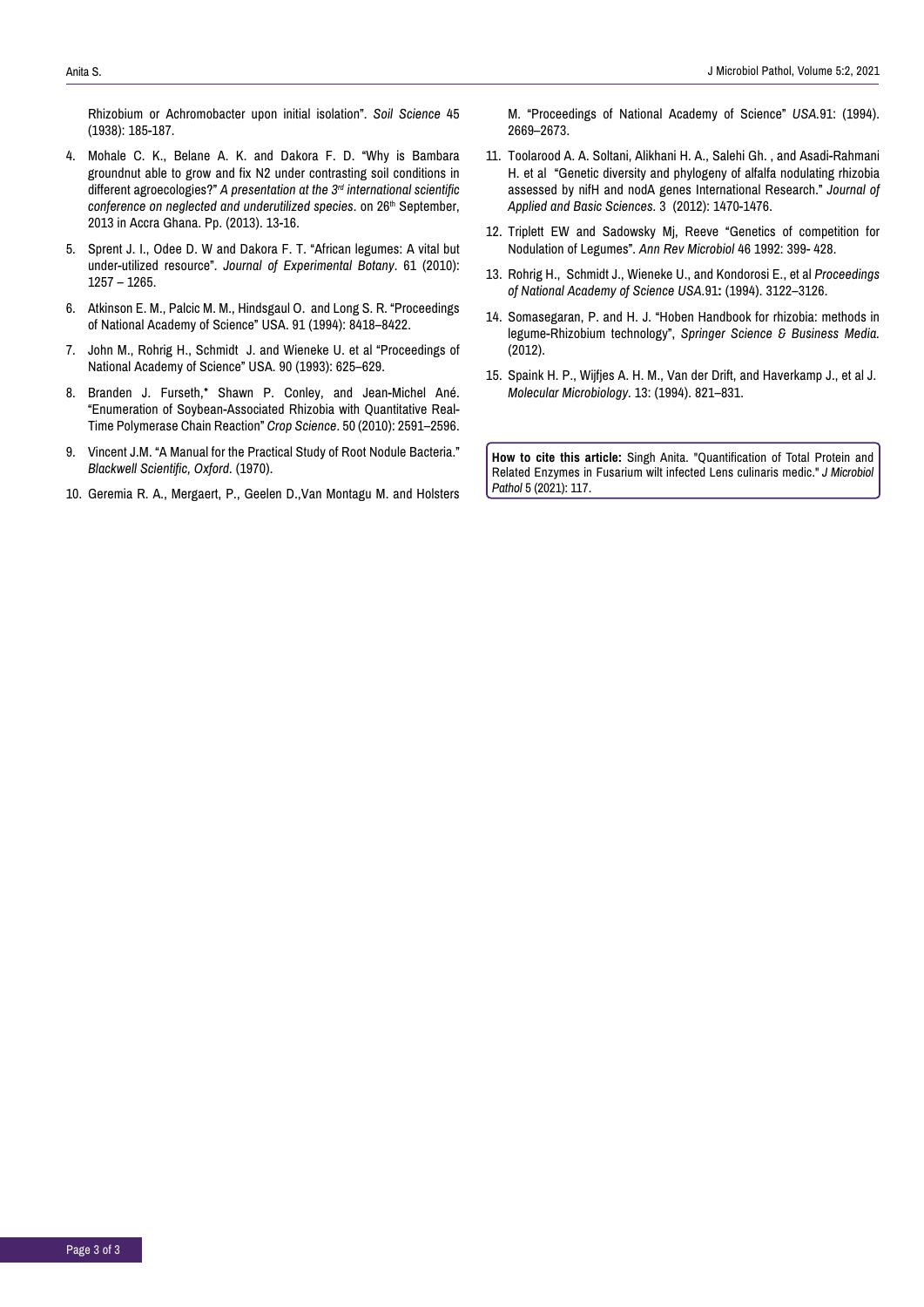Rhizobium or Achromobacter upon initial isolation". *Soil Science* 45 (1938): 185-187.

4. Mohale C. K., Belane A. K. and Dakora F. D. "Why is Bambara groundnut able to grow and fix N2 under contrasting soil conditions in different agroecologies?" *A presentation at the 3rd international scientific conference on neglected and underutilized species*. on 26th September, 2013 in Accra Ghana. Pp. (2013). 13-16.

5. Sprent J. I., Odee D. W and Dakora F. T. "African legumes: A vital but under-utilized resource". *Journal of Experimental Botany*. 61 (2010): 1257 – 1265.

6. Atkinson E. M., Palcic M. M., Hindsgaul O. and Long S. R. "Proceedings of National Academy of Science" USA. 91 (1994): 8418–8422.

7. John M., Rohrig H., Schmidt J. and Wieneke U. et al "Proceedings of National Academy of Science" USA. 90 (1993): 625–629.

8. Branden J. Furseth,* Shawn P. Conley, and Jean-Michel Ané. "Enumeration of Soybean-Associated Rhizobia with Quantitative Real-Time Polymerase Chain Reaction" *Crop Science*. 50 (2010): 2591–2596.

9. Vincent J.M. "A Manual for the Practical Study of Root Nodule Bacteria." *Blackwell Scientific, Oxford*. (1970).

10. Geremia R. A., Mergaert, P., Geelen D.,Van Montagu M. and Holsters M. "Proceedings of National Academy of Science" *USA*.91: (1994). 2669–2673.

11. Toolarood A. A. Soltani, Alikhani H. A., Salehi Gh. , and Asadi-Rahmani H. et al "Genetic diversity and phylogeny of alfalfa nodulating rhizobia assessed by nifH and nodA genes International Research." *Journal of Applied and Basic Sciences*. 3 (2012): 1470-1476.

12. Triplett EW and Sadowsky Mj, Reeve "Genetics of competition for Nodulation of Legumes". *Ann Rev Microbiol* 46 1992: 399- 428.

13. Rohrig H., Schmidt J., Wieneke U., and Kondorosi E., et al *Proceedings of National Academy of Science USA*.91**:** (1994). 3122–3126.

14. Somasegaran, P. and H. J. "Hoben Handbook for rhizobia: methods in legume-Rhizobium technology", *Springer Science & Business Media*. (2012).

15. Spaink H. P., Wijfjes A. H. M., Van der Drift, and Haverkamp J., et al J. *Molecular Microbiology*. 13: (1994). 821–831.

**How to cite this article:** Singh Anita. "Quantification of Total Protein and Related Enzymes in Fusarium wilt infected Lens culinaris medic." *J Microbiol Pathol* 5 (2021): 117.